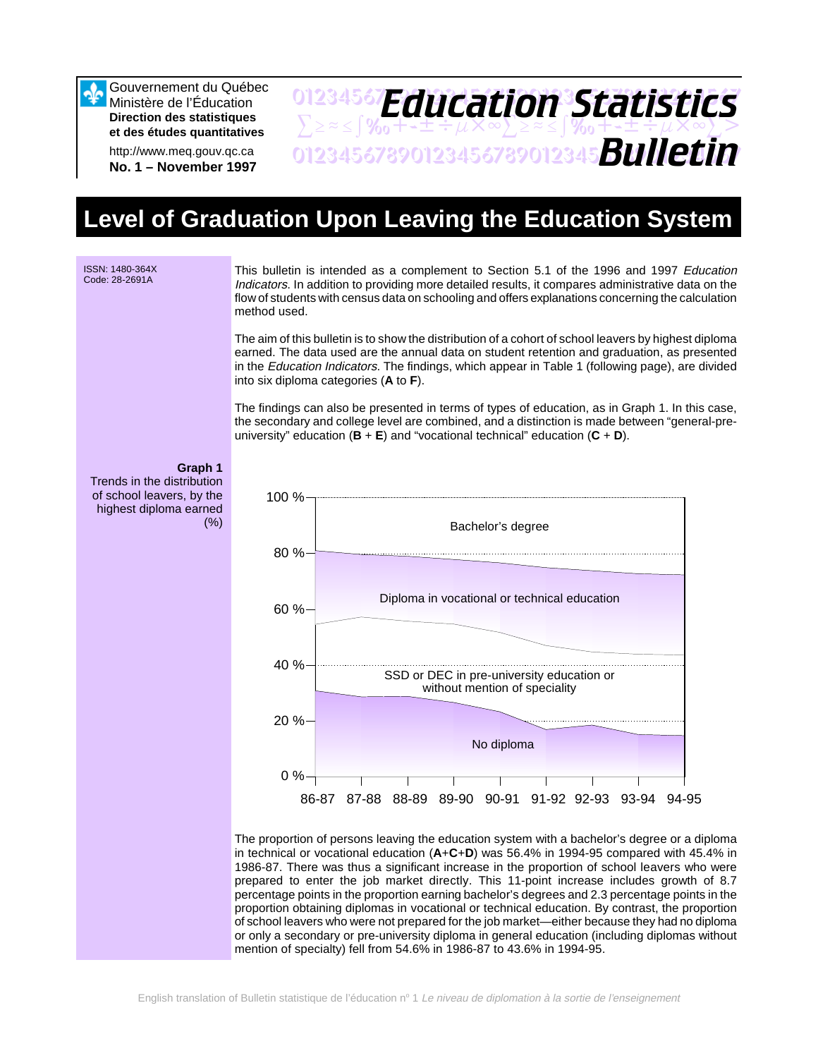Gouvernement du Québec
Ministère de l'Éducation
**Direction des statistiques et des études quantitatives**

http://www.meq.gouv.qc.ca
**No. 1 – November 1997**

# Education Statistics Bulletin

# Level of Graduation Upon Leaving the Education System

ISSN: 1480-364X
Code: 28-2691A

This bulletin is intended as a complement to Section 5.1 of the 1996 and 1997 *Education Indicators*. In addition to providing more detailed results, it compares administrative data on the flow of students with census data on schooling and offers explanations concerning the calculation method used.

The aim of this bulletin is to show the distribution of a cohort of school leavers by highest diploma earned. The data used are the annual data on student retention and graduation, as presented in the *Education Indicators*. The findings, which appear in Table 1 (following page), are divided into six diploma categories (**A** to **F**).

The findings can also be presented in terms of types of education, as in Graph 1. In this case, the secondary and college level are combined, and a distinction is made between "general-pre-university" education (**B** + **E**) and "vocational technical" education (**C** + **D**).

**Graph 1**
Trends in the distribution of school leavers, by the highest diploma earned (%)

The proportion of persons leaving the education system with a bachelor's degree or a diploma in technical or vocational education (**A**+**C**+**D**) was 56.4% in 1994-95 compared with 45.4% in 1986-87. There was thus a significant increase in the proportion of school leavers who were prepared to enter the job market directly. This 11-point increase includes growth of 8.7 percentage points in the proportion earning bachelor's degrees and 2.3 percentage points in the proportion obtaining diplomas in vocational or technical education. By contrast, the proportion of school leavers who were not prepared for the job market—either because they had no diploma or only a secondary or pre-university diploma in general education (including diplomas without mention of specialty) fell from 54.6% in 1986-87 to 43.6% in 1994-95.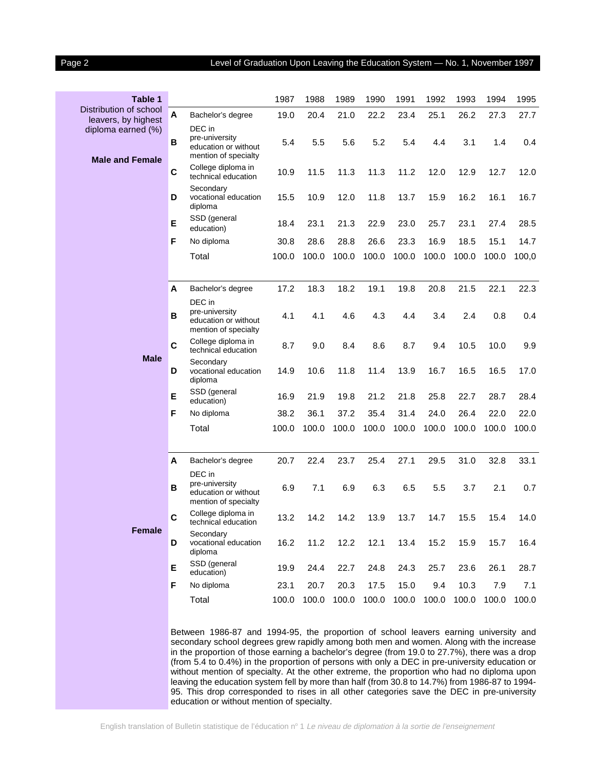**Table 1**
Distribution of school leavers, by highest diploma earned (%)

| | | | 1987 | 1988 | 1989 | 1990 | 1991 | 1992 | 1993 | 1994 | 1995 |
|---|---|---|---|---|---|---|---|---|---|---|---|
| **Male and Female** | **A** | Bachelor's degree | 19.0 | 20.4 | 21.0 | 22.2 | 23.4 | 25.1 | 26.2 | 27.3 | 27.7 |
| | **B** | DEC in pre-university education or without mention of specialty | 5.4 | 5.5 | 5.6 | 5.2 | 5.4 | 4.4 | 3.1 | 1.4 | 0.4 |
| | **C** | College diploma in technical education | 10.9 | 11.5 | 11.3 | 11.3 | 11.2 | 12.0 | 12.9 | 12.7 | 12.0 |
| | **D** | Secondary vocational education diploma | 15.5 | 10.9 | 12.0 | 11.8 | 13.7 | 15.9 | 16.2 | 16.1 | 16.7 |
| | **E** | SSD (general education) | 18.4 | 23.1 | 21.3 | 22.9 | 23.0 | 25.7 | 23.1 | 27.4 | 28.5 |
| | **F** | No diploma | 30.8 | 28.6 | 28.8 | 26.6 | 23.3 | 16.9 | 18.5 | 15.1 | 14.7 |
| | | Total | 100.0 | 100.0 | 100.0 | 100.0 | 100.0 | 100.0 | 100.0 | 100.0 | 100,0 |
| **Male** | **A** | Bachelor's degree | 17.2 | 18.3 | 18.2 | 19.1 | 19.8 | 20.8 | 21.5 | 22.1 | 22.3 |
| | **B** | DEC in pre-university education or without mention of specialty | 4.1 | 4.1 | 4.6 | 4.3 | 4.4 | 3.4 | 2.4 | 0.8 | 0.4 |
| | **C** | College diploma in technical education | 8.7 | 9.0 | 8.4 | 8.6 | 8.7 | 9.4 | 10.5 | 10.0 | 9.9 |
| | **D** | Secondary vocational education diploma | 14.9 | 10.6 | 11.8 | 11.4 | 13.9 | 16.7 | 16.5 | 16.5 | 17.0 |
| | **E** | SSD (general education) | 16.9 | 21.9 | 19.8 | 21.2 | 21.8 | 25.8 | 22.7 | 28.7 | 28.4 |
| | **F** | No diploma | 38.2 | 36.1 | 37.2 | 35.4 | 31.4 | 24.0 | 26.4 | 22.0 | 22.0 |
| | | Total | 100.0 | 100.0 | 100.0 | 100.0 | 100.0 | 100.0 | 100.0 | 100.0 | 100.0 |
| **Female** | **A** | Bachelor's degree | 20.7 | 22.4 | 23.7 | 25.4 | 27.1 | 29.5 | 31.0 | 32.8 | 33.1 |
| | **B** | DEC in pre-university education or without mention of specialty | 6.9 | 7.1 | 6.9 | 6.3 | 6.5 | 5.5 | 3.7 | 2.1 | 0.7 |
| | **C** | College diploma in technical education | 13.2 | 14.2 | 14.2 | 13.9 | 13.7 | 14.7 | 15.5 | 15.4 | 14.0 |
| | **D** | Secondary vocational education diploma | 16.2 | 11.2 | 12.2 | 12.1 | 13.4 | 15.2 | 15.9 | 15.7 | 16.4 |
| | **E** | SSD (general education) | 19.9 | 24.4 | 22.7 | 24.8 | 24.3 | 25.7 | 23.6 | 26.1 | 28.7 |
| | **F** | No diploma | 23.1 | 20.7 | 20.3 | 17.5 | 15.0 | 9.4 | 10.3 | 7.9 | 7.1 |
| | | Total | 100.0 | 100.0 | 100.0 | 100.0 | 100.0 | 100.0 | 100.0 | 100.0 | 100.0 |

Between 1986-87 and 1994-95, the proportion of school leavers earning university and secondary school degrees grew rapidly among both men and women. Along with the increase in the proportion of those earning a bachelor's degree (from 19.0 to 27.7%), there was a drop (from 5.4 to 0.4%) in the proportion of persons with only a DEC in pre-university education or without mention of specialty. At the other extreme, the proportion who had no diploma upon leaving the education system fell by more than half (from 30.8 to 14.7%) from 1986-87 to 1994-95. This drop corresponded to rises in all other categories save the DEC in pre-university education or without mention of specialty.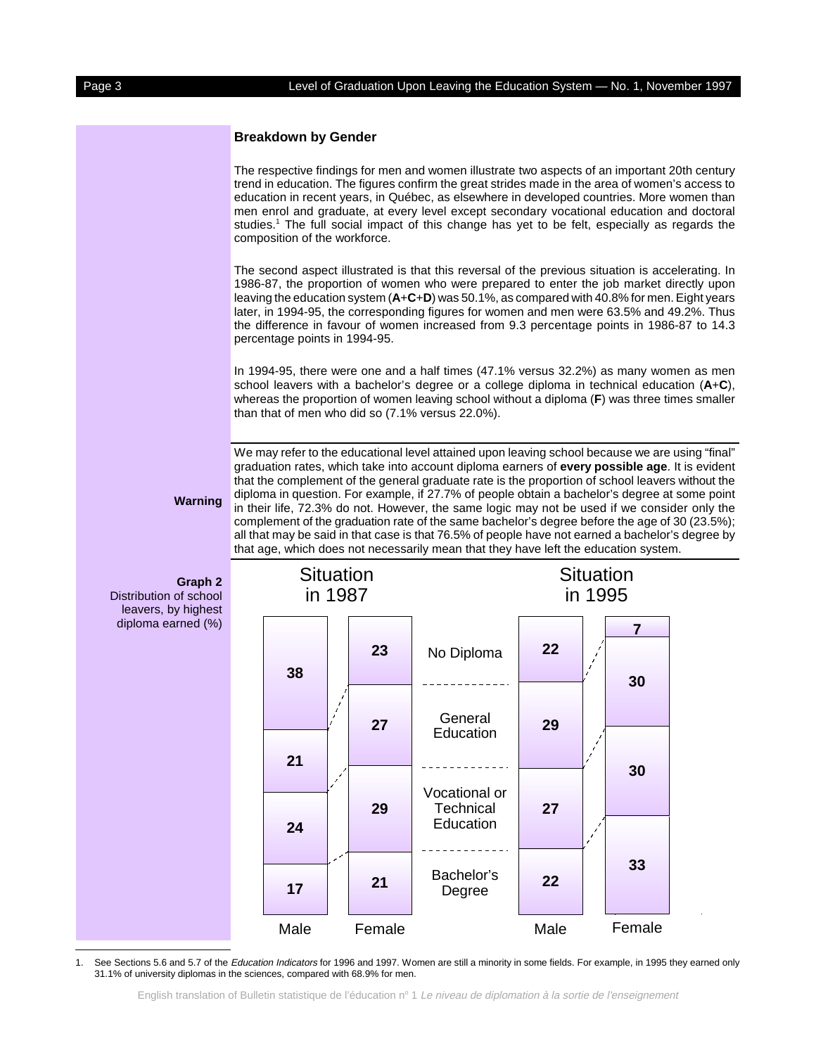## Breakdown by Gender

The respective findings for men and women illustrate two aspects of an important 20th century trend in education. The figures confirm the great strides made in the area of women's access to education in recent years, in Québec, as elsewhere in developed countries. More women than men enrol and graduate, at every level except secondary vocational education and doctoral studies.[1] The full social impact of this change has yet to be felt, especially as regards the composition of the workforce.

The second aspect illustrated is that this reversal of the previous situation is accelerating. In 1986-87, the proportion of women who were prepared to enter the job market directly upon leaving the education system (**A**+**C**+**D**) was 50.1%, as compared with 40.8% for men. Eight years later, in 1994-95, the corresponding figures for women and men were 63.5% and 49.2%. Thus the difference in favour of women increased from 9.3 percentage points in 1986-87 to 14.3 percentage points in 1994-95.

In 1994-95, there were one and a half times (47.1% versus 32.2%) as many women as men school leavers with a bachelor's degree or a college diploma in technical education (**A**+**C**), whereas the proportion of women leaving school without a diploma (**F**) was three times smaller than that of men who did so (7.1% versus 22.0%).

**Warning**

We may refer to the educational level attained upon leaving school because we are using "final" graduation rates, which take into account diploma earners of **every possible age**. It is evident that the complement of the general graduate rate is the proportion of school leavers without the diploma in question. For example, if 27.7% of people obtain a bachelor's degree at some point in their life, 72.3% do not. However, the same logic may not be used if we consider only the complement of the graduation rate of the same bachelor's degree before the age of 30 (23.5%); all that may be said in that case is that 76.5% of people have not earned a bachelor's degree by that age, which does not necessarily mean that they have left the education system.

**Graph 2**
Distribution of school leavers, by highest diploma earned (%)

| | Situation in 1987 – Male | Situation in 1987 – Female | Situation in 1995 – Male | Situation in 1995 – Female |
|---|---|---|---|---|
| No Diploma | 38 | 23 | 22 | 7 |
| General Education | 21 | 27 | 29 | 30 |
| Vocational or Technical Education | 24 | 29 | 27 | 30 |
| Bachelor's Degree | 17 | 21 | 22 | 33 |

1. See Sections 5.6 and 5.7 of the *Education Indicators* for 1996 and 1997. Women are still a minority in some fields. For example, in 1995 they earned only 31.1% of university diplomas in the sciences, compared with 68.9% for men.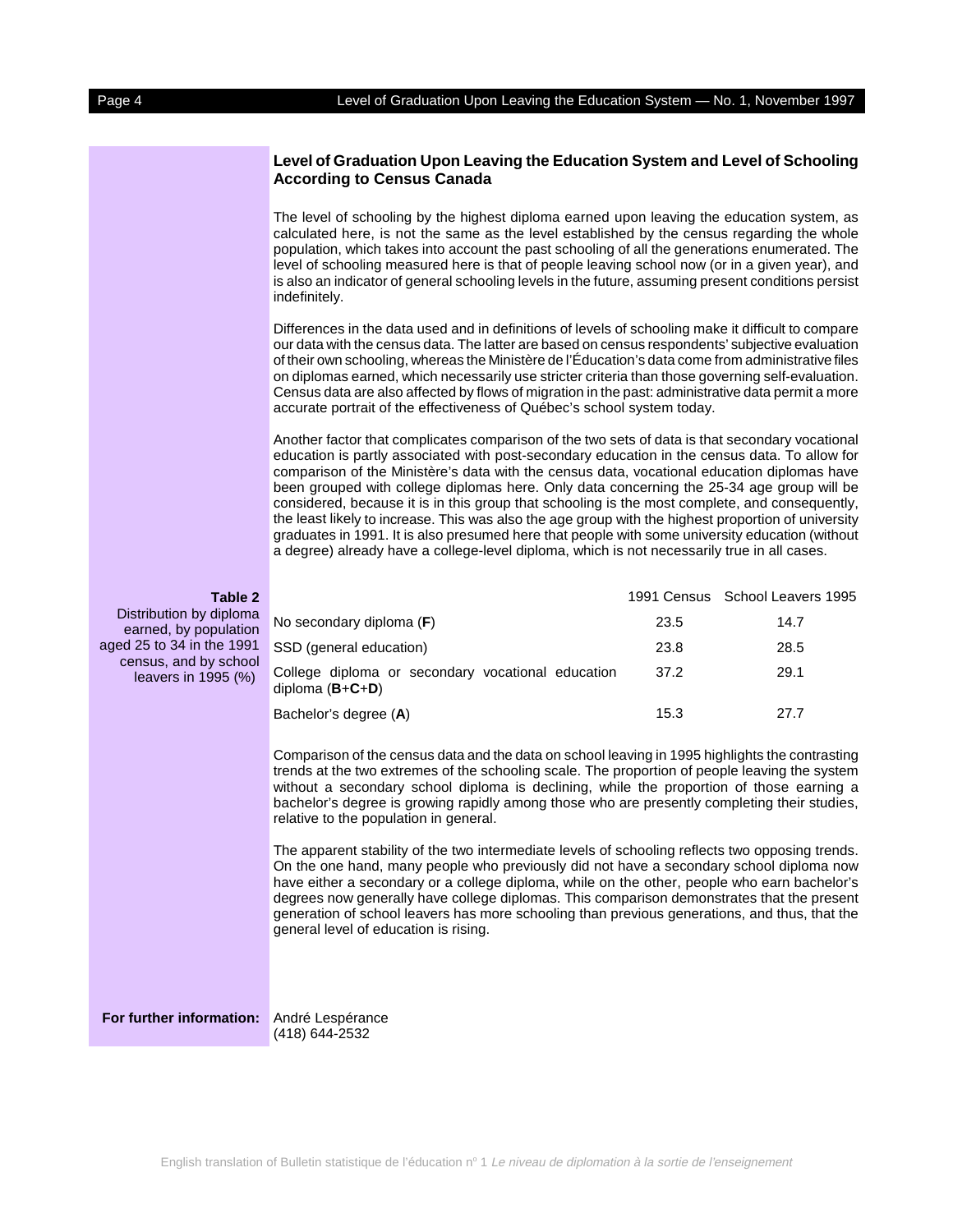## Level of Graduation Upon Leaving the Education System and Level of Schooling According to Census Canada

The level of schooling by the highest diploma earned upon leaving the education system, as calculated here, is not the same as the level established by the census regarding the whole population, which takes into account the past schooling of all the generations enumerated. The level of schooling measured here is that of people leaving school now (or in a given year), and is also an indicator of general schooling levels in the future, assuming present conditions persist indefinitely.

Differences in the data used and in definitions of levels of schooling make it difficult to compare our data with the census data. The latter are based on census respondents' subjective evaluation of their own schooling, whereas the Ministère de l'Éducation's data come from administrative files on diplomas earned, which necessarily use stricter criteria than those governing self-evaluation. Census data are also affected by flows of migration in the past: administrative data permit a more accurate portrait of the effectiveness of Québec's school system today.

Another factor that complicates comparison of the two sets of data is that secondary vocational education is partly associated with post-secondary education in the census data. To allow for comparison of the Ministère's data with the census data, vocational education diplomas have been grouped with college diplomas here. Only data concerning the 25-34 age group will be considered, because it is in this group that schooling is the most complete, and consequently, the least likely to increase. This was also the age group with the highest proportion of university graduates in 1991. It is also presumed here that people with some university education (without a degree) already have a college-level diploma, which is not necessarily true in all cases.

**Table 2**
Distribution by diploma earned, by population aged 25 to 34 in the 1991 census, and by school leavers in 1995 (%)

| | 1991 Census | School Leavers 1995 |
|---|---|---|
| No secondary diploma (**F**) | 23.5 | 14.7 |
| SSD (general education) | 23.8 | 28.5 |
| College diploma or secondary vocational education diploma (**B**+**C**+**D**) | 37.2 | 29.1 |
| Bachelor's degree (**A**) | 15.3 | 27.7 |

Comparison of the census data and the data on school leaving in 1995 highlights the contrasting trends at the two extremes of the schooling scale. The proportion of people leaving the system without a secondary school diploma is declining, while the proportion of those earning a bachelor's degree is growing rapidly among those who are presently completing their studies, relative to the population in general.

The apparent stability of the two intermediate levels of schooling reflects two opposing trends. On the one hand, many people who previously did not have a secondary school diploma now have either a secondary or a college diploma, while on the other, people who earn bachelor's degrees now generally have college diplomas. This comparison demonstrates that the present generation of school leavers has more schooling than previous generations, and thus, that the general level of education is rising.

**For further information:** André Lespérance
(418) 644-2532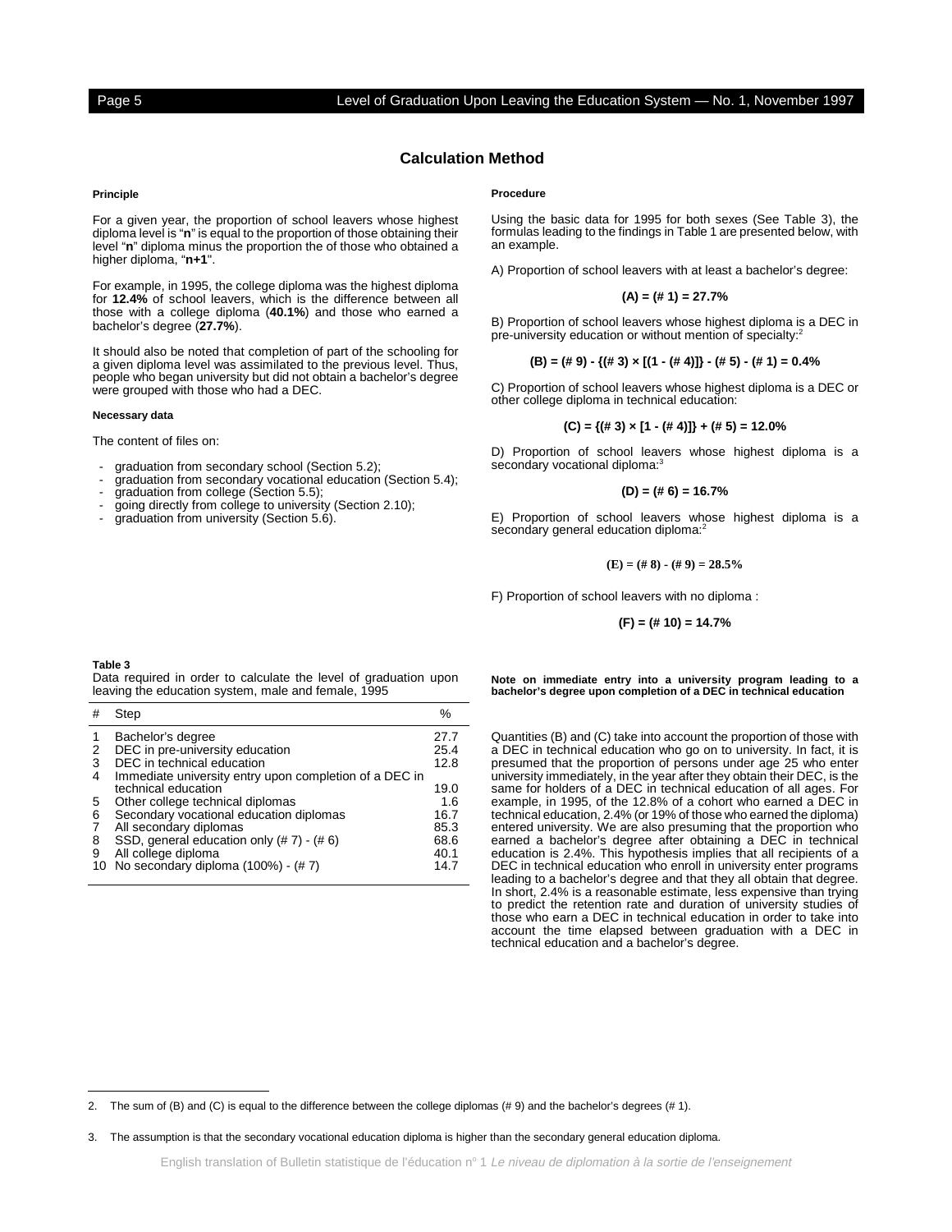## Calculation Method

#### Principle

For a given year, the proportion of school leavers whose highest diploma level is "**n**" is equal to the proportion of those obtaining their level "**n**" diploma minus the proportion the of those who obtained a higher diploma, "**n+1**".

For example, in 1995, the college diploma was the highest diploma for **12.4%** of school leavers, which is the difference between all those with a college diploma (**40.1%**) and those who earned a bachelor's degree (**27.7%**).

It should also be noted that completion of part of the schooling for a given diploma level was assimilated to the previous level. Thus, people who began university but did not obtain a bachelor's degree were grouped with those who had a DEC.

#### Necessary data

The content of files on:

- graduation from secondary school (Section 5.2);
- graduation from secondary vocational education (Section 5.4);
- graduation from college (Section 5.5);
- going directly from college to university (Section 2.10);
- graduation from university (Section 5.6).

**Table 3**
Data required in order to calculate the level of graduation upon leaving the education system, male and female, 1995

| # | Step | % |
|---|---|---|
| 1 | Bachelor's degree | 27.7 |
| 2 | DEC in pre-university education | 25.4 |
| 3 | DEC in technical education | 12.8 |
| 4 | Immediate university entry upon completion of a DEC in technical education | 19.0 |
| 5 | Other college technical diplomas | 1.6 |
| 6 | Secondary vocational education diplomas | 16.7 |
| 7 | All secondary diplomas | 85.3 |
| 8 | SSD, general education only (# 7) - (# 6) | 68.6 |
| 9 | All college diploma | 40.1 |
| 10 | No secondary diploma (100%) - (# 7) | 14.7 |

#### Procedure

Using the basic data for 1995 for both sexes (See Table 3), the formulas leading to the findings in Table 1 are presented below, with an example.

A) Proportion of school leavers with at least a bachelor's degree:

**(A) = (# 1) = 27.7%**

B) Proportion of school leavers whose highest diploma is a DEC in pre-university education or without mention of specialty:[2]

**(B) = (# 9) - {(# 3) × [(1 - (# 4)]} - (# 5) - (# 1) = 0.4%**

C) Proportion of school leavers whose highest diploma is a DEC or other college diploma in technical education:

**(C) = {(# 3) × [1 - (# 4)]} + (# 5) = 12.0%**

D) Proportion of school leavers whose highest diploma is a secondary vocational diploma:[3]

**(D) = (# 6) = 16.7%**

E) Proportion of school leavers whose highest diploma is a secondary general education diploma:[2]

**(E) = (# 8) - (# 9) = 28.5%**

F) Proportion of school leavers with no diploma :

**(F) = (# 10) = 14.7%**

#### Note on immediate entry into a university program leading to a bachelor's degree upon completion of a DEC in technical education

Quantities (B) and (C) take into account the proportion of those with a DEC in technical education who go on to university. In fact, it is presumed that the proportion of persons under age 25 who enter university immediately, in the year after they obtain their DEC, is the same for holders of a DEC in technical education of all ages. For example, in 1995, of the 12.8% of a cohort who earned a DEC in technical education, 2.4% (or 19% of those who earned the diploma) entered university. We are also presuming that the proportion who earned a bachelor's degree after obtaining a DEC in technical education is 2.4%. This hypothesis implies that all recipients of a DEC in technical education who enroll in university enter programs leading to a bachelor's degree and that they all obtain that degree. In short, 2.4% is a reasonable estimate, less expensive than trying to predict the retention rate and duration of university studies of those who earn a DEC in technical education in order to take into account the time elapsed between graduation with a DEC in technical education and a bachelor's degree.

---

2. The sum of (B) and (C) is equal to the difference between the college diplomas (# 9) and the bachelor's degrees (# 1).

3. The assumption is that the secondary vocational education diploma is higher than the secondary general education diploma.